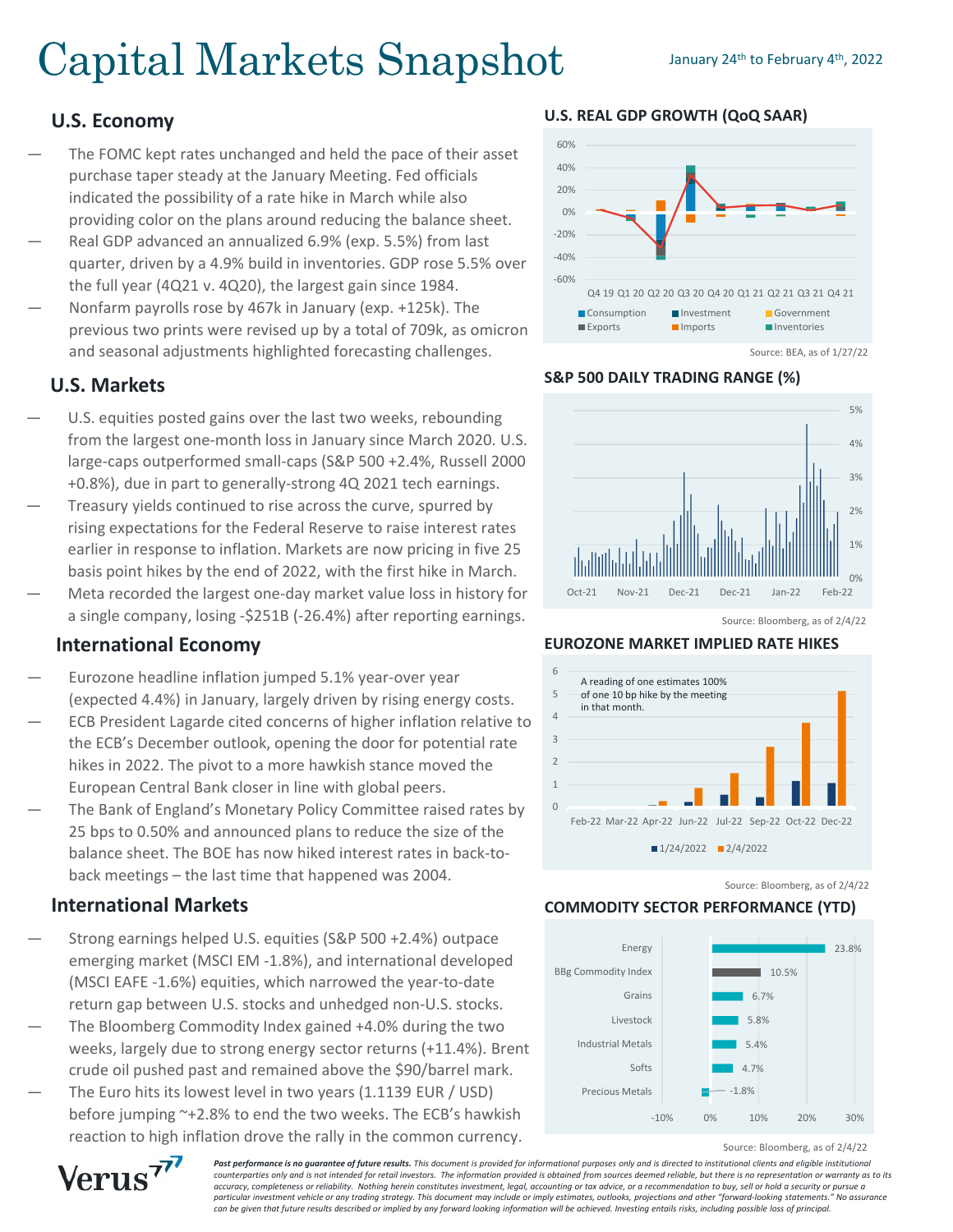# Capital Markets Snapshot

January 24th to February 4th, 2022

## U.S. Economy

- The FOMC kept rates unchanged and held the pace of their asset purchase taper steady at the January Meeting. Fed officials indicated the possibility of a rate hike in March while also providing color on the plans around reducing the balance sheet.
- Real GDP advanced an annualized 6.9% (exp. 5.5%) from last quarter, driven by a 4.9% build in inventories. GDP rose 5.5% over the full year (4Q21 v. 4Q20), the largest gain since 1984.
- Nonfarm payrolls rose by 467k in January (exp. +125k). The previous two prints were revised up by a total of 709k, as omicron and seasonal adjustments highlighted forecasting challenges.

## U.S. Markets

- U.S. equities posted gains over the last two weeks, rebounding from the largest one-month loss in January since March 2020. U.S. large-caps outperformed small-caps (S&P 500 +2.4%, Russell 2000 +0.8%), due in part to generally-strong 4Q 2021 tech earnings.
- Treasury yields continued to rise across the curve, spurred by rising expectations for the Federal Reserve to raise interest rates earlier in response to inflation. Markets are now pricing in five 25 basis point hikes by the end of 2022, with the first hike in March.
- Meta recorded the largest one-day market value loss in history for a single company, losing -$251B (-26.4%) after reporting earnings.

## International Economy

- Eurozone headline inflation jumped 5.1% year-over year (expected 4.4%) in January, largely driven by rising energy costs.
- ECB President Lagarde cited concerns of higher inflation relative to the ECB's December outlook, opening the door for potential rate hikes in 2022. The pivot to a more hawkish stance moved the European Central Bank closer in line with global peers.
- The Bank of England's Monetary Policy Committee raised rates by 25 bps to 0.50% and announced plans to reduce the size of the balance sheet. The BOE has now hiked interest rates in back-to-back meetings – the last time that happened was 2004.

## International Markets

- Strong earnings helped U.S. equities (S&P 500 +2.4%) outpace emerging market (MSCI EM -1.8%), and international developed (MSCI EAFE -1.6%) equities, which narrowed the year-to-date return gap between U.S. stocks and unhedged non-U.S. stocks.
- The Bloomberg Commodity Index gained +4.0% during the two weeks, largely due to strong energy sector returns (+11.4%). Brent crude oil pushed past and remained above the $90/barrel mark.
- The Euro hits its lowest level in two years (1.1139 EUR / USD) before jumping ~+2.8% to end the two weeks. The ECB's hawkish reaction to high inflation drove the rally in the common currency.

### U.S. REAL GDP GROWTH (QoQ SAAR)

Source: BEA, as of 1/27/22

### S&P 500 DAILY TRADING RANGE (%)

Source: Bloomberg, as of 2/4/22

### EUROZONE MARKET IMPLIED RATE HIKES

A reading of one estimates 100% of one 10 bp hike by the meeting in that month.

Source: Bloomberg, as of 2/4/22

### COMMODITY SECTOR PERFORMANCE (YTD)

| Sector | YTD |
|---|---|
| Energy | 23.8% |
| BBg Commodity Index | 10.5% |
| Grains | 6.7% |
| Livestock | 5.8% |
| Industrial Metals | 5.4% |
| Softs | 4.7% |
| Precious Metals | -1.8% |

Source: Bloomberg, as of 2/4/22

***Past performance is no guarantee of future results.*** *This document is provided for informational purposes only and is directed to institutional clients and eligible institutional counterparties only and is not intended for retail investors. The information provided is obtained from sources deemed reliable, but there is no representation or warranty as to its accuracy, completeness or reliability. Nothing herein constitutes investment, legal, accounting or tax advice, or a recommendation to buy, sell or hold a security or pursue a particular investment vehicle or any trading strategy. This document may include or imply estimates, outlooks, projections and other "forward-looking statements." No assurance can be given that future results described or implied by any forward looking information will be achieved. Investing entails risks, including possible loss of principal.*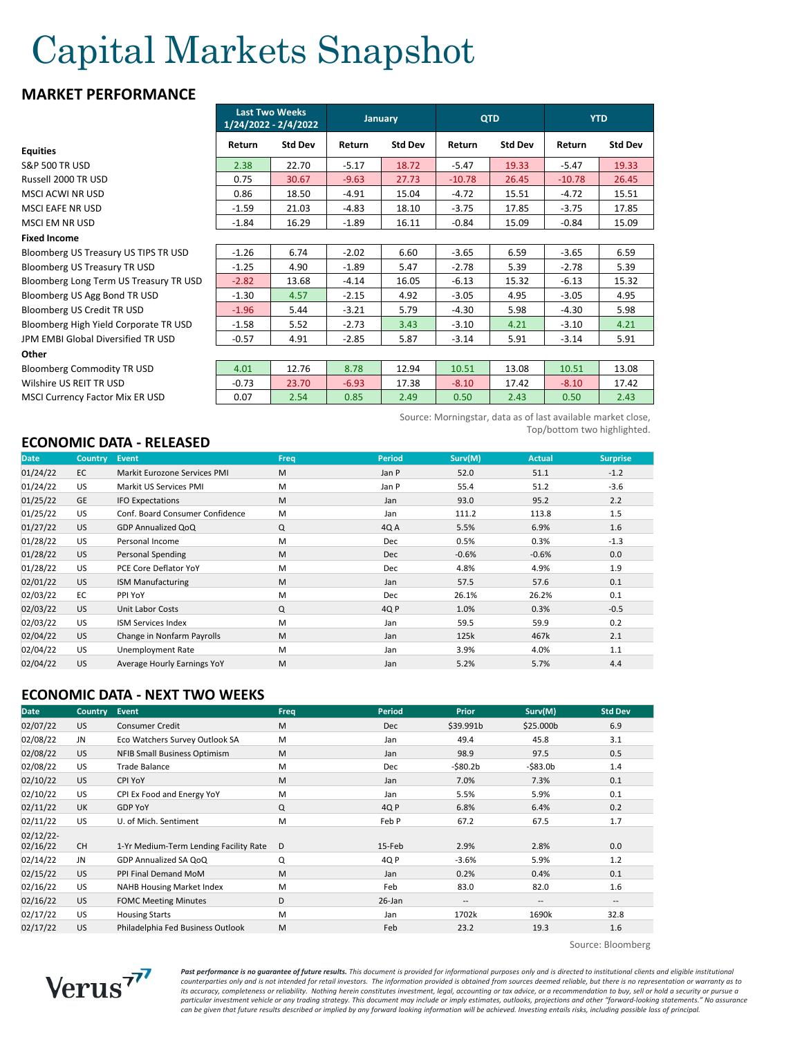# Capital Markets Snapshot

## MARKET PERFORMANCE

| | Last Two Weeks 1/24/2022 - 2/4/2022 | | January | | QTD | | YTD | |
|---|---|---|---|---|---|---|---|---|
| **Equities** | Return | Std Dev | Return | Std Dev | Return | Std Dev | Return | Std Dev |
| S&P 500 TR USD | 2.38 | 22.70 | -5.17 | 18.72 | -5.47 | 19.33 | -5.47 | 19.33 |
| Russell 2000 TR USD | 0.75 | 30.67 | -9.63 | 27.73 | -10.78 | 26.45 | -10.78 | 26.45 |
| MSCI ACWI NR USD | 0.86 | 18.50 | -4.91 | 15.04 | -4.72 | 15.51 | -4.72 | 15.51 |
| MSCI EAFE NR USD | -1.59 | 21.03 | -4.83 | 18.10 | -3.75 | 17.85 | -3.75 | 17.85 |
| MSCI EM NR USD | -1.84 | 16.29 | -1.89 | 16.11 | -0.84 | 15.09 | -0.84 | 15.09 |
| **Fixed Income** | | | | | | | | |
| Bloomberg US Treasury US TIPS TR USD | -1.26 | 6.74 | -2.02 | 6.60 | -3.65 | 6.59 | -3.65 | 6.59 |
| Bloomberg US Treasury TR USD | -1.25 | 4.90 | -1.89 | 5.47 | -2.78 | 5.39 | -2.78 | 5.39 |
| Bloomberg Long Term US Treasury TR USD | -2.82 | 13.68 | -4.14 | 16.05 | -6.13 | 15.32 | -6.13 | 15.32 |
| Bloomberg US Agg Bond TR USD | -1.30 | 4.57 | -2.15 | 4.92 | -3.05 | 4.95 | -3.05 | 4.95 |
| Bloomberg US Credit TR USD | -1.96 | 5.44 | -3.21 | 5.79 | -4.30 | 5.98 | -4.30 | 5.98 |
| Bloomberg High Yield Corporate TR USD | -1.58 | 5.52 | -2.73 | 3.43 | -3.10 | 4.21 | -3.10 | 4.21 |
| JPM EMBI Global Diversified TR USD | -0.57 | 4.91 | -2.85 | 5.87 | -3.14 | 5.91 | -3.14 | 5.91 |
| **Other** | | | | | | | | |
| Bloomberg Commodity TR USD | 4.01 | 12.76 | 8.78 | 12.94 | 10.51 | 13.08 | 10.51 | 13.08 |
| Wilshire US REIT TR USD | -0.73 | 23.70 | -6.93 | 17.38 | -8.10 | 17.42 | -8.10 | 17.42 |
| MSCI Currency Factor Mix ER USD | 0.07 | 2.54 | 0.85 | 2.49 | 0.50 | 2.43 | 0.50 | 2.43 |

Source: Morningstar, data as of last available market close, Top/bottom two highlighted.

## ECONOMIC DATA - RELEASED

| Date | Country | Event | Freq | Period | Surv(M) | Actual | Surprise |
|---|---|---|---|---|---|---|---|
| 01/24/22 | EC | Markit Eurozone Services PMI | M | Jan P | 52.0 | 51.1 | -1.2 |
| 01/24/22 | US | Markit US Services PMI | M | Jan P | 55.4 | 51.2 | -3.6 |
| 01/25/22 | GE | IFO Expectations | M | Jan | 93.0 | 95.2 | 2.2 |
| 01/25/22 | US | Conf. Board Consumer Confidence | M | Jan | 111.2 | 113.8 | 1.5 |
| 01/27/22 | US | GDP Annualized QoQ | Q | 4Q A | 5.5% | 6.9% | 1.6 |
| 01/28/22 | US | Personal Income | M | Dec | 0.5% | 0.3% | -1.3 |
| 01/28/22 | US | Personal Spending | M | Dec | -0.6% | -0.6% | 0.0 |
| 01/28/22 | US | PCE Core Deflator YoY | M | Dec | 4.8% | 4.9% | 1.9 |
| 02/01/22 | US | ISM Manufacturing | M | Jan | 57.5 | 57.6 | 0.1 |
| 02/03/22 | EC | PPI YoY | M | Dec | 26.1% | 26.2% | 0.1 |
| 02/03/22 | US | Unit Labor Costs | Q | 4Q P | 1.0% | 0.3% | -0.5 |
| 02/03/22 | US | ISM Services Index | M | Jan | 59.5 | 59.9 | 0.2 |
| 02/04/22 | US | Change in Nonfarm Payrolls | M | Jan | 125k | 467k | 2.1 |
| 02/04/22 | US | Unemployment Rate | M | Jan | 3.9% | 4.0% | 1.1 |
| 02/04/22 | US | Average Hourly Earnings YoY | M | Jan | 5.2% | 5.7% | 4.4 |

## ECONOMIC DATA - NEXT TWO WEEKS

| Date | Country | Event | Freq | Period | Prior | Surv(M) | Std Dev |
|---|---|---|---|---|---|---|---|
| 02/07/22 | US | Consumer Credit | M | Dec | $39.991b | $25.000b | 6.9 |
| 02/08/22 | JN | Eco Watchers Survey Outlook SA | M | Jan | 49.4 | 45.8 | 3.1 |
| 02/08/22 | US | NFIB Small Business Optimism | M | Jan | 98.9 | 97.5 | 0.5 |
| 02/08/22 | US | Trade Balance | M | Dec | -$80.2b | -$83.0b | 1.4 |
| 02/10/22 | US | CPI YoY | M | Jan | 7.0% | 7.3% | 0.1 |
| 02/10/22 | US | CPI Ex Food and Energy YoY | M | Jan | 5.5% | 5.9% | 0.1 |
| 02/11/22 | UK | GDP YoY | Q | 4Q P | 6.8% | 6.4% | 0.2 |
| 02/11/22 | US | U. of Mich. Sentiment | M | Feb P | 67.2 | 67.5 | 1.7 |
| 02/12/22-02/16/22 | CH | 1-Yr Medium-Term Lending Facility Rate | D | 15-Feb | 2.9% | 2.8% | 0.0 |
| 02/14/22 | JN | GDP Annualized SA QoQ | Q | 4Q P | -3.6% | 5.9% | 1.2 |
| 02/15/22 | US | PPI Final Demand MoM | M | Jan | 0.2% | 0.4% | 0.1 |
| 02/16/22 | US | NAHB Housing Market Index | M | Feb | 83.0 | 82.0 | 1.6 |
| 02/16/22 | US | FOMC Meeting Minutes | D | 26-Jan | -- | -- | -- |
| 02/17/22 | US | Housing Starts | M | Jan | 1702k | 1690k | 32.8 |
| 02/17/22 | US | Philadelphia Fed Business Outlook | M | Feb | 23.2 | 19.3 | 1.6 |

Source: Bloomberg

Verus

***Past performance is no guarantee of future results.*** *This document is provided for informational purposes only and is directed to institutional clients and eligible institutional counterparties only and is not intended for retail investors. The information provided is obtained from sources deemed reliable, but there is no representation or warranty as to its accuracy, completeness or reliability. Nothing herein constitutes investment, legal, accounting or tax advice, or a recommendation to buy, sell or hold a security or pursue a particular investment vehicle or any trading strategy. This document may include or imply estimates, outlooks, projections and other "forward-looking statements." No assurance can be given that future results described or implied by any forward looking information will be achieved. Investing entails risks, including possible loss of principal.*